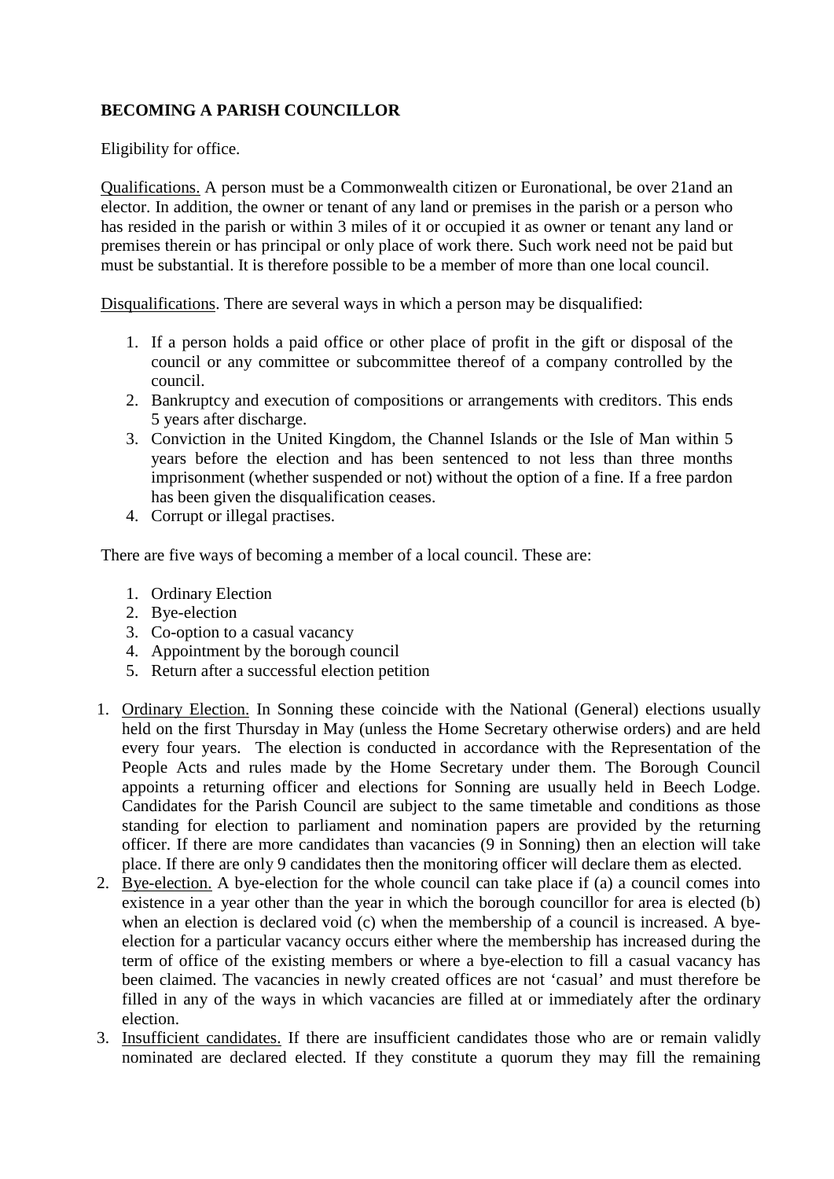**BECOMING A PARISH COUNCILLOR**

Eligibility for office.

Qualifications. A person must be a Commonwealth citizen or Euronational, be over 21and an elector. In addition, the owner or tenant of any land or premises in the parish or a person who has resided in the parish or within 3 miles of it or occupied it as owner or tenant any land or premises therein or has principal or only place of work there. Such work need not be paid but must be substantial. It is therefore possible to be a member of more than one local council.

Disqualifications. There are several ways in which a person may be disqualified:

1. If a person holds a paid office or other place of profit in the gift or disposal of the council or any committee or subcommittee thereof of a company controlled by the council.
2. Bankruptcy and execution of compositions or arrangements with creditors. This ends 5 years after discharge.
3. Conviction in the United Kingdom, the Channel Islands or the Isle of Man within 5 years before the election and has been sentenced to not less than three months imprisonment (whether suspended or not) without the option of a fine. If a free pardon has been given the disqualification ceases.
4. Corrupt or illegal practises.

There are five ways of becoming a member of a local council. These are:

1. Ordinary Election
2. Bye-election
3. Co-option to a casual vacancy
4. Appointment by the borough council
5. Return after a successful election petition

1. Ordinary Election. In Sonning these coincide with the National (General) elections usually held on the first Thursday in May (unless the Home Secretary otherwise orders) and are held every four years. The election is conducted in accordance with the Representation of the People Acts and rules made by the Home Secretary under them. The Borough Council appoints a returning officer and elections for Sonning are usually held in Beech Lodge. Candidates for the Parish Council are subject to the same timetable and conditions as those standing for election to parliament and nomination papers are provided by the returning officer. If there are more candidates than vacancies (9 in Sonning) then an election will take place. If there are only 9 candidates then the monitoring officer will declare them as elected.
2. Bye-election. A bye-election for the whole council can take place if (a) a council comes into existence in a year other than the year in which the borough councillor for area is elected (b) when an election is declared void (c) when the membership of a council is increased. A bye-election for a particular vacancy occurs either where the membership has increased during the term of office of the existing members or where a bye-election to fill a casual vacancy has been claimed. The vacancies in newly created offices are not 'casual' and must therefore be filled in any of the ways in which vacancies are filled at or immediately after the ordinary election.
3. Insufficient candidates. If there are insufficient candidates those who are or remain validly nominated are declared elected. If they constitute a quorum they may fill the remaining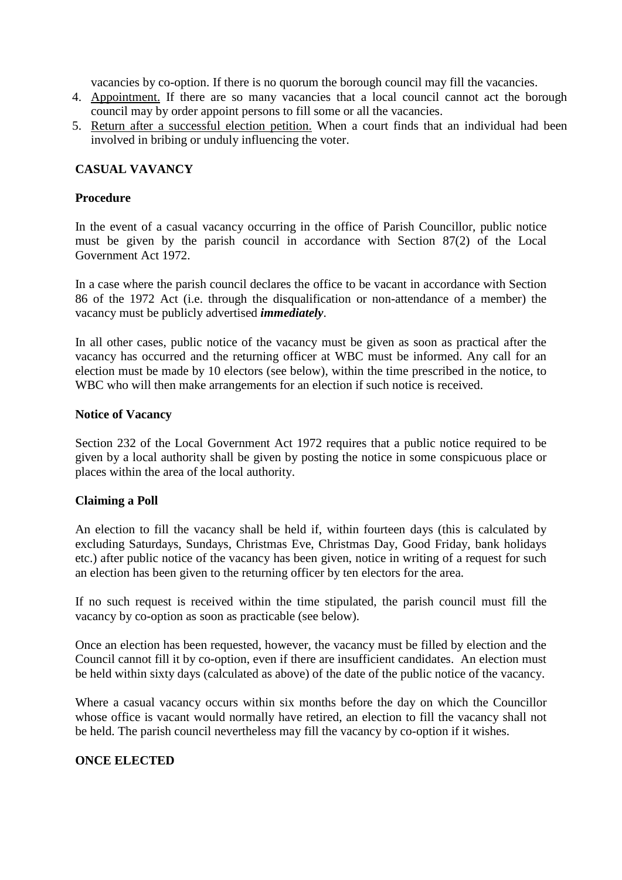vacancies by co-option. If there is no quorum the borough council may fill the vacancies.

4. Appointment. If there are so many vacancies that a local council cannot act the borough council may by order appoint persons to fill some or all the vacancies.
5. Return after a successful election petition. When a court finds that an individual had been involved in bribing or unduly influencing the voter.

## CASUAL VAVANCY

### Procedure

In the event of a casual vacancy occurring in the office of Parish Councillor, public notice must be given by the parish council in accordance with Section 87(2) of the Local Government Act 1972.

In a case where the parish council declares the office to be vacant in accordance with Section 86 of the 1972 Act (i.e. through the disqualification or non-attendance of a member) the vacancy must be publicly advertised ***immediately***.

In all other cases, public notice of the vacancy must be given as soon as practical after the vacancy has occurred and the returning officer at WBC must be informed. Any call for an election must be made by 10 electors (see below), within the time prescribed in the notice, to WBC who will then make arrangements for an election if such notice is received.

### Notice of Vacancy

Section 232 of the Local Government Act 1972 requires that a public notice required to be given by a local authority shall be given by posting the notice in some conspicuous place or places within the area of the local authority.

### Claiming a Poll

An election to fill the vacancy shall be held if, within fourteen days (this is calculated by excluding Saturdays, Sundays, Christmas Eve, Christmas Day, Good Friday, bank holidays etc.) after public notice of the vacancy has been given, notice in writing of a request for such an election has been given to the returning officer by ten electors for the area.

If no such request is received within the time stipulated, the parish council must fill the vacancy by co-option as soon as practicable (see below).

Once an election has been requested, however, the vacancy must be filled by election and the Council cannot fill it by co-option, even if there are insufficient candidates. An election must be held within sixty days (calculated as above) of the date of the public notice of the vacancy.

Where a casual vacancy occurs within six months before the day on which the Councillor whose office is vacant would normally have retired, an election to fill the vacancy shall not be held. The parish council nevertheless may fill the vacancy by co-option if it wishes.

## ONCE ELECTED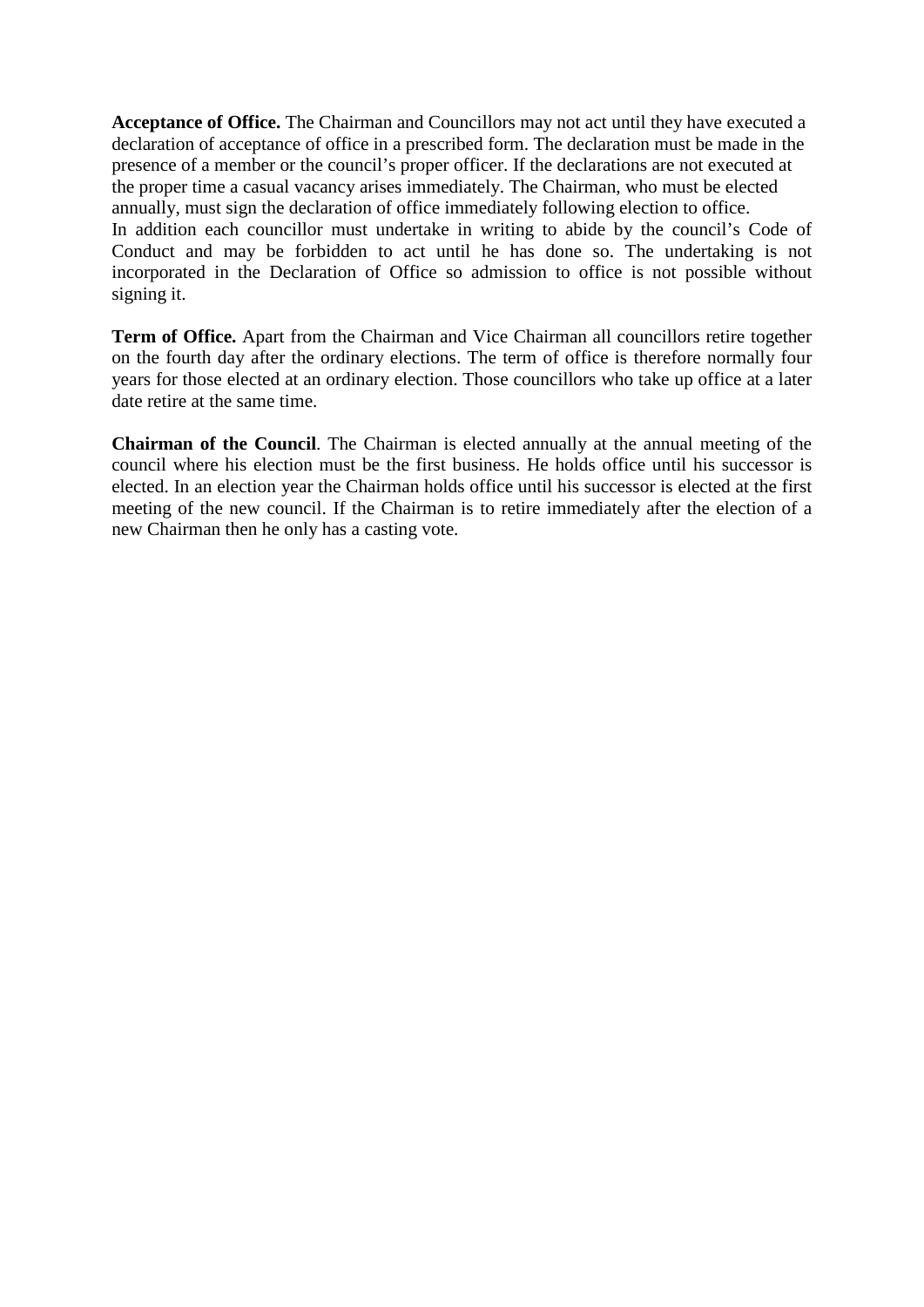**Acceptance of Office.** The Chairman and Councillors may not act until they have executed a declaration of acceptance of office in a prescribed form. The declaration must be made in the presence of a member or the council's proper officer. If the declarations are not executed at the proper time a casual vacancy arises immediately. The Chairman, who must be elected annually, must sign the declaration of office immediately following election to office.
In addition each councillor must undertake in writing to abide by the council's Code of Conduct and may be forbidden to act until he has done so. The undertaking is not incorporated in the Declaration of Office so admission to office is not possible without signing it.

**Term of Office.** Apart from the Chairman and Vice Chairman all councillors retire together on the fourth day after the ordinary elections. The term of office is therefore normally four years for those elected at an ordinary election. Those councillors who take up office at a later date retire at the same time.

**Chairman of the Council**. The Chairman is elected annually at the annual meeting of the council where his election must be the first business. He holds office until his successor is elected. In an election year the Chairman holds office until his successor is elected at the first meeting of the new council. If the Chairman is to retire immediately after the election of a new Chairman then he only has a casting vote.